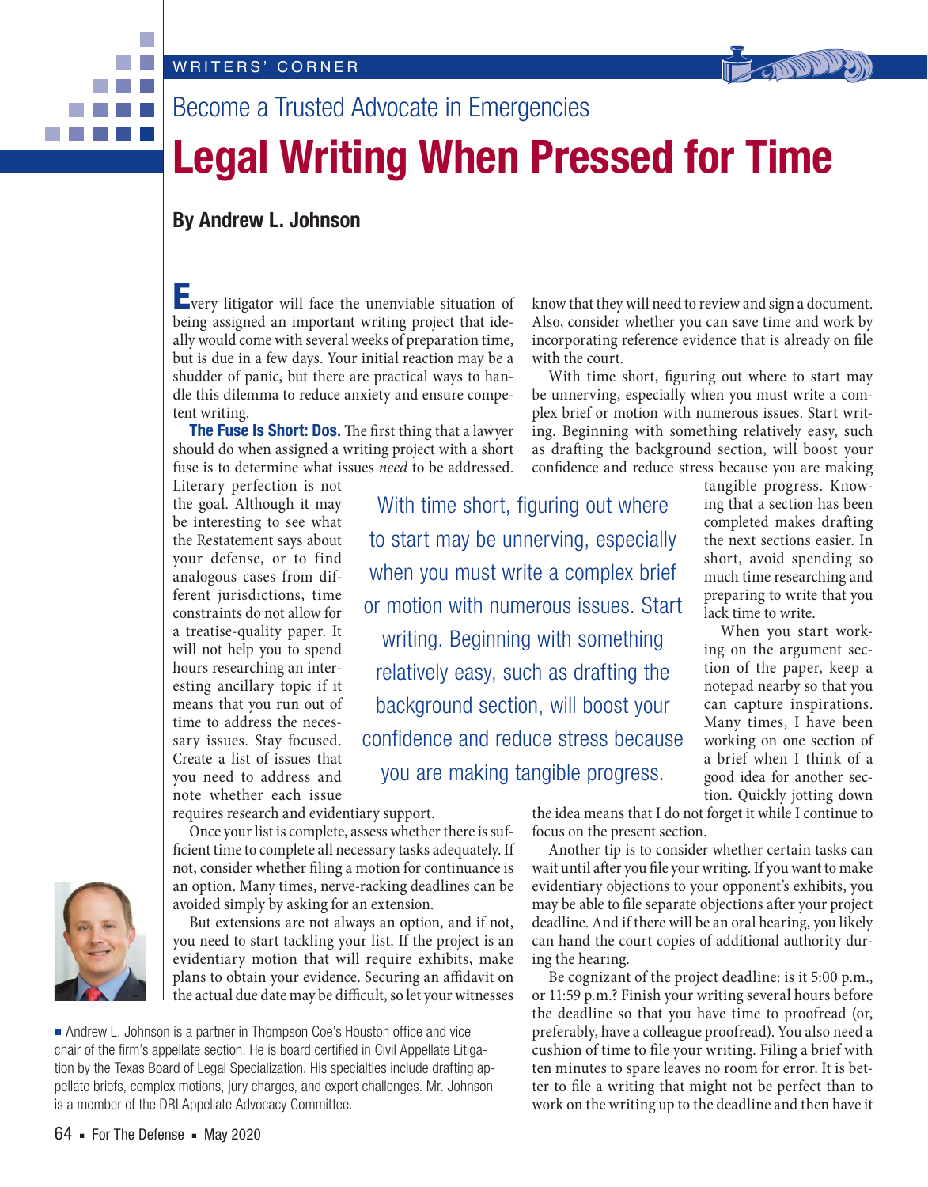WRITERS' CORNER

## Become a Trusted Advocate in Emergencies

# Legal Writing When Pressed for Time

**By Andrew L. Johnson**

Every litigator will face the unenviable situation of being assigned an important writing project that ideally would come with several weeks of preparation time, but is due in a few days. Your initial reaction may be a shudder of panic, but there are practical ways to handle this dilemma to reduce anxiety and ensure competent writing.

**The Fuse Is Short: Dos.** The first thing that a lawyer should do when assigned a writing project with a short fuse is to determine what issues *need* to be addressed. Literary perfection is not the goal. Although it may be interesting to see what the Restatement says about your defense, or to find analogous cases from different jurisdictions, time constraints do not allow for a treatise-quality paper. It will not help you to spend hours researching an interesting ancillary topic if it means that you run out of time to address the necessary issues. Stay focused. Create a list of issues that you need to address and note whether each issue requires research and evidentiary support.

Once your list is complete, assess whether there is sufficient time to complete all necessary tasks adequately. If not, consider whether filing a motion for continuance is an option. Many times, nerve-racking deadlines can be avoided simply by asking for an extension.

But extensions are not always an option, and if not, you need to start tackling your list. If the project is an evidentiary motion that will require exhibits, make plans to obtain your evidence. Securing an affidavit on the actual due date may be difficult, so let your witnesses know that they will need to review and sign a document. Also, consider whether you can save time and work by incorporating reference evidence that is already on file with the court.

With time short, figuring out where to start may be unnerving, especially when you must write a complex brief or motion with numerous issues. Start writing. Beginning with something relatively easy, such as drafting the background section, will boost your confidence and reduce stress because you are making tangible progress. Knowing that a section has been completed makes drafting the next sections easier. In short, avoid spending so much time researching and preparing to write that you lack time to write.

> With time short, figuring out where to start may be unnerving, especially when you must write a complex brief or motion with numerous issues. Start writing. Beginning with something relatively easy, such as drafting the background section, will boost your confidence and reduce stress because you are making tangible progress.

When you start working on the argument section of the paper, keep a notepad nearby so that you can capture inspirations. Many times, I have been working on one section of a brief when I think of a good idea for another section. Quickly jotting down the idea means that I do not forget it while I continue to focus on the present section.

Another tip is to consider whether certain tasks can wait until after you file your writing. If you want to make evidentiary objections to your opponent's exhibits, you may be able to file separate objections after your project deadline. And if there will be an oral hearing, you likely can hand the court copies of additional authority during the hearing.

Be cognizant of the project deadline: is it 5:00 p.m., or 11:59 p.m.? Finish your writing several hours before the deadline so that you have time to proofread (or, preferably, have a colleague proofread). You also need a cushion of time to file your writing. Filing a brief with ten minutes to spare leaves no room for error. It is better to file a writing that might not be perfect than to work on the writing up to the deadline and then have it

■ Andrew L. Johnson is a partner in Thompson Coe's Houston office and vice chair of the firm's appellate section. He is board certified in Civil Appellate Litigation by the Texas Board of Legal Specialization. His specialties include drafting appellate briefs, complex motions, jury charges, and expert challenges. Mr. Johnson is a member of the DRI Appellate Advocacy Committee.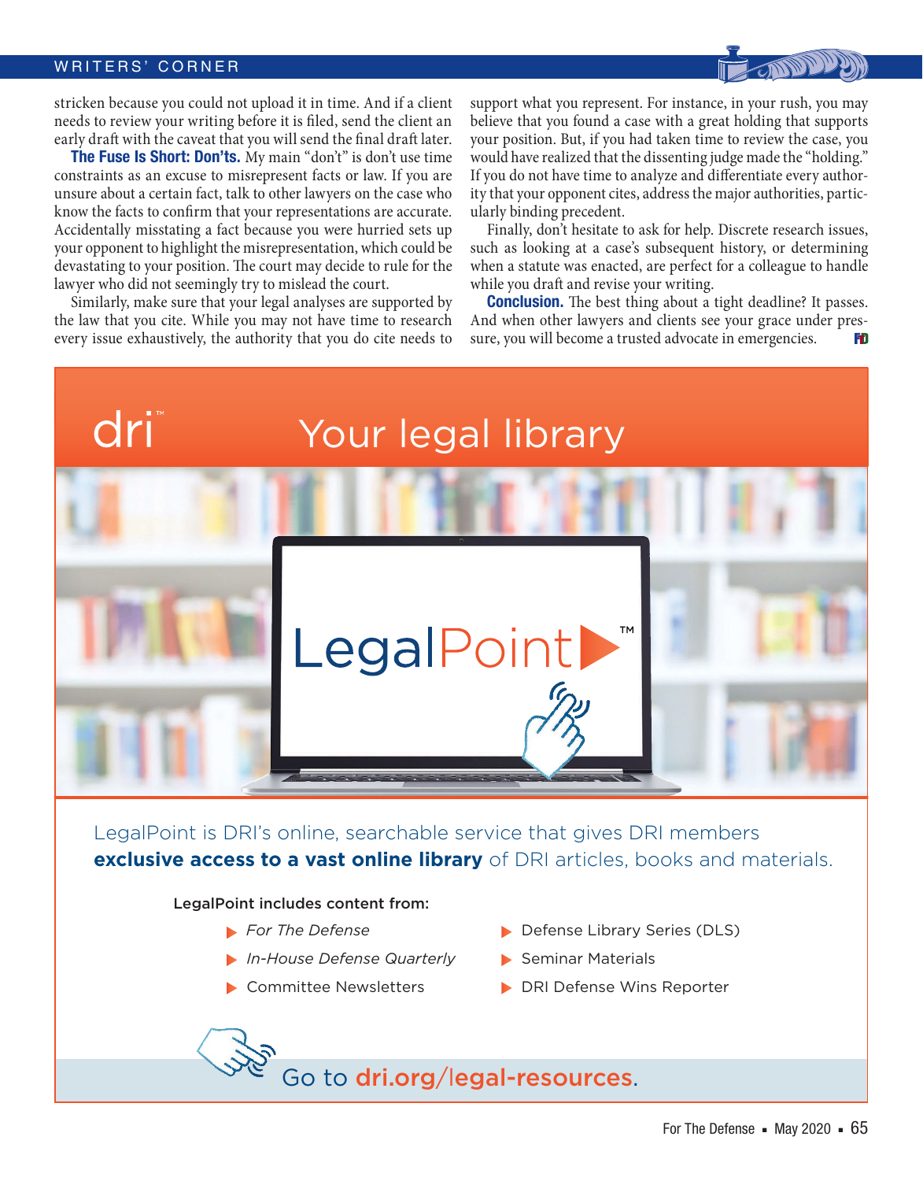stricken because you could not upload it in time. And if a client needs to review your writing before it is filed, send the client an early draft with the caveat that you will send the final draft later.

**The Fuse Is Short: Don'ts.** My main "don't" is don't use time constraints as an excuse to misrepresent facts or law. If you are unsure about a certain fact, talk to other lawyers on the case who know the facts to confirm that your representations are accurate. Accidentally misstating a fact because you were hurried sets up your opponent to highlight the misrepresentation, which could be devastating to your position. The court may decide to rule for the lawyer who did not seemingly try to mislead the court.

Similarly, make sure that your legal analyses are supported by the law that you cite. While you may not have time to research every issue exhaustively, the authority that you do cite needs to support what you represent. For instance, in your rush, you may believe that you found a case with a great holding that supports your position. But, if you had taken time to review the case, you would have realized that the dissenting judge made the "holding." If you do not have time to analyze and differentiate every authority that your opponent cites, address the major authorities, particularly binding precedent.

Finally, don't hesitate to ask for help. Discrete research issues, such as looking at a case's subsequent history, or determining when a statute was enacted, are perfect for a colleague to handle while you draft and revise your writing.

**Conclusion.** The best thing about a tight deadline? It passes. And when other lawyers and clients see your grace under pressure, you will become a trusted advocate in emergencies.

dri™ Your legal library

LegalPoint™

LegalPoint is DRI's online, searchable service that gives DRI members **exclusive access to a vast online library** of DRI articles, books and materials.

LegalPoint includes content from:

- *For The Defense*
- *In-House Defense Quarterly*
- Committee Newsletters
- Defense Library Series (DLS)
- Seminar Materials
- DRI Defense Wins Reporter

Go to **dri.org/legal-resources**.